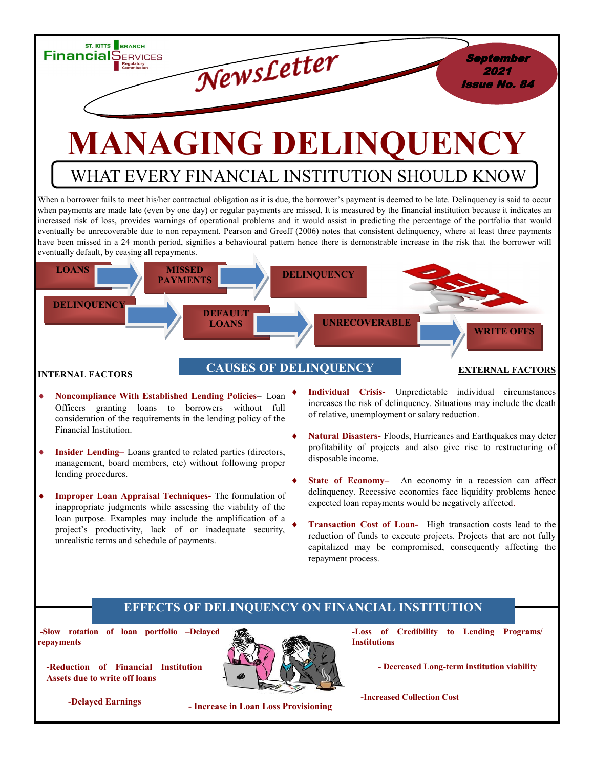ST. KITTS BRANCH Financial Services Regulatory Commission

# NewsLetter

**September 2021 Issue No. 84**

# MANAGING DELINQUENCY

## WHAT EVERY FINANCIAL INSTITUTION SHOULD KNOW

When a borrower fails to meet his/her contractual obligation as it is due, the borrower's payment is deemed to be late. Delinquency is said to occur when payments are made late (even by one day) or regular payments are missed. It is measured by the financial institution because it indicates an increased risk of loss, provides warnings of operational problems and it would assist in predicting the percentage of the portfolio that would eventually be unrecoverable due to non repayment. Pearson and Greeff (2006) notes that consistent delinquency, where at least three payments have been missed in a 24 month period, signifies a behavioural pattern hence there is demonstrable increase in the risk that the borrower will eventually default, by ceasing all repayments.

**LOANS** → **MISSED PAYMENTS** → **DELINQUENCY**

**DELINQUENCY** → **DEFAULT LOANS** → **UNRECOVERABLE** → **WRITE OFFS**

DEBT

## CAUSES OF DELINQUENCY

### INTERNAL FACTORS

- **Noncompliance With Established Lending Policies**– Loan Officers granting loans to borrowers without full consideration of the requirements in the lending policy of the Financial Institution.
- **Insider Lending**– Loans granted to related parties (directors, management, board members, etc) without following proper lending procedures.
- **Improper Loan Appraisal Techniques-** The formulation of inappropriate judgments while assessing the viability of the loan purpose. Examples may include the amplification of a project's productivity, lack of or inadequate security, unrealistic terms and schedule of payments.

### EXTERNAL FACTORS

- **Individual Crisis-** Unpredictable individual circumstances increases the risk of delinquency. Situations may include the death of relative, unemployment or salary reduction.
- **Natural Disasters-** Floods, Hurricanes and Earthquakes may deter profitability of projects and also give rise to restructuring of disposable income.
- **State of Economy**– An economy in a recession can affect delinquency. Recessive economies face liquidity problems hence expected loan repayments would be negatively affected.
- **Transaction Cost of Loan-** High transaction costs lead to the reduction of funds to execute projects. Projects that are not fully capitalized may be compromised, consequently affecting the repayment process.

## EFFECTS OF DELINQUENCY ON FINANCIAL INSTITUTION

**-Slow rotation of loan portfolio –Delayed repayments**

**-Reduction of Financial Institution Assets due to write off loans**

**-Delayed Earnings**

**- Increase in Loan Loss Provisioning**

**-Loss of Credibility to Lending Programs/ Institutions**

**- Decreased Long-term institution viability**

**-Increased Collection Cost**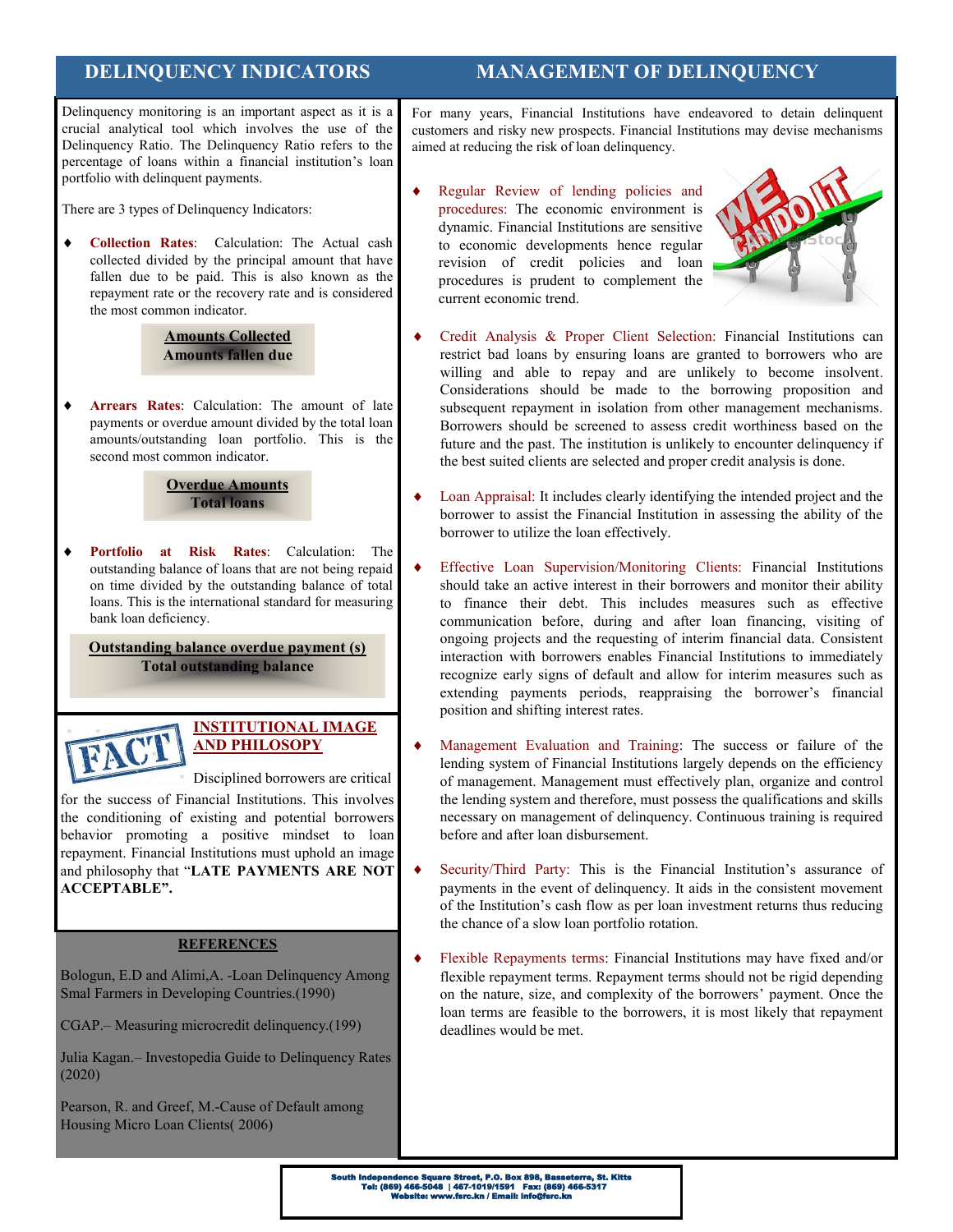## DELINQUENCY INDICATORS

Delinquency monitoring is an important aspect as it is a crucial analytical tool which involves the use of the Delinquency Ratio. The Delinquency Ratio refers to the percentage of loans within a financial institution's loan portfolio with delinquent payments.

There are 3 types of Delinquency Indicators:

- **Collection Rates**: Calculation: The Actual cash collected divided by the principal amount that have fallen due to be paid. This is also known as the repayment rate or the recovery rate and is considered the most common indicator.

$$\frac{\text{Amounts Collected}}{\text{Amounts fallen due}}$$

- **Arrears Rates**: Calculation: The amount of late payments or overdue amount divided by the total loan amounts/outstanding loan portfolio. This is the second most common indicator.

$$\frac{\text{Overdue Amounts}}{\text{Total loans}}$$

- **Portfolio at Risk Rates**: Calculation: The outstanding balance of loans that are not being repaid on time divided by the outstanding balance of total loans. This is the international standard for measuring bank loan deficiency.

$$\frac{\text{Outstanding balance overdue payment (s)}}{\text{Total outstanding balance}}$$

### INSTITUTIONAL IMAGE AND PHILOSOPHY

Disciplined borrowers are critical for the success of Financial Institutions. This involves the conditioning of existing and potential borrowers behavior promoting a positive mindset to loan repayment. Financial Institutions must uphold an image and philosophy that "**LATE PAYMENTS ARE NOT ACCEPTABLE".**

### REFERENCES

Bologun, E.D and Alimi,A. -Loan Delinquency Among Smal Farmers in Developing Countries.(1990)

CGAP.– Measuring microcredit delinquency.(199)

Julia Kagan.– Investopedia Guide to Delinquency Rates (2020)

Pearson, R. and Greef, M.-Cause of Default among Housing Micro Loan Clients( 2006)

## MANAGEMENT OF DELINQUENCY

For many years, Financial Institutions have endeavored to detain delinquent customers and risky new prospects. Financial Institutions may devise mechanisms aimed at reducing the risk of loan delinquency.

- Regular Review of lending policies and procedures: The economic environment is dynamic. Financial Institutions are sensitive to economic developments hence regular revision of credit policies and loan procedures is prudent to complement the current economic trend.

- Credit Analysis & Proper Client Selection: Financial Institutions can restrict bad loans by ensuring loans are granted to borrowers who are willing and able to repay and are unlikely to become insolvent. Considerations should be made to the borrowing proposition and subsequent repayment in isolation from other management mechanisms. Borrowers should be screened to assess credit worthiness based on the future and the past. The institution is unlikely to encounter delinquency if the best suited clients are selected and proper credit analysis is done.

- Loan Appraisal: It includes clearly identifying the intended project and the borrower to assist the Financial Institution in assessing the ability of the borrower to utilize the loan effectively.

- Effective Loan Supervision/Monitoring Clients: Financial Institutions should take an active interest in their borrowers and monitor their ability to finance their debt. This includes measures such as effective communication before, during and after loan financing, visiting of ongoing projects and the requesting of interim financial data. Consistent interaction with borrowers enables Financial Institutions to immediately recognize early signs of default and allow for interim measures such as extending payments periods, reappraising the borrower's financial position and shifting interest rates.

- Management Evaluation and Training: The success or failure of the lending system of Financial Institutions largely depends on the efficiency of management. Management must effectively plan, organize and control the lending system and therefore, must possess the qualifications and skills necessary on management of delinquency. Continuous training is required before and after loan disbursement.

- Security/Third Party: This is the Financial Institution's assurance of payments in the event of delinquency. It aids in the consistent movement of the Institution's cash flow as per loan investment returns thus reducing the chance of a slow loan portfolio rotation.

- Flexible Repayments terms: Financial Institutions may have fixed and/or flexible repayment terms. Repayment terms should not be rigid depending on the nature, size, and complexity of the borrowers' payment. Once the loan terms are feasible to the borrowers, it is most likely that repayment deadlines would be met.

South Independence Square Street, P.O. Box 898, Basseterre, St. Kitts
Tel: (869) 466-5048 | 467-1019/1591 Fax: (869) 466-5317
Website: www.fsrc.kn / Email: info@fsrc.kn